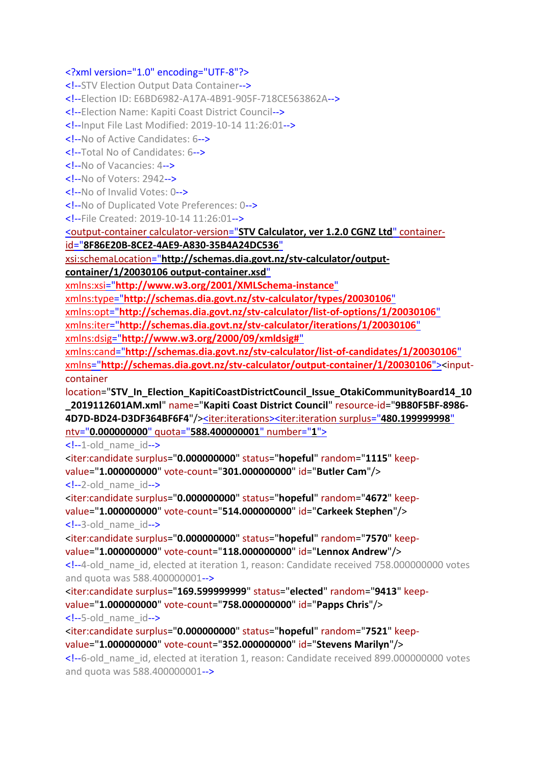```xml
<?xml version="1.0" encoding="UTF-8"?>
<!--STV Election Output Data Container-->
<!--Election ID: E6BD6982-A17A-4B91-905F-718CE563862A-->
<!--Election Name: Kapiti Coast District Council-->
<!--Input File Last Modified: 2019-10-14 11:26:01-->
<!--No of Active Candidates: 6-->
<!--Total No of Candidates: 6-->
<!--No of Vacancies: 4-->
<!--No of Voters: 2942-->
<!--No of Invalid Votes: 0-->
<!--No of Duplicated Vote Preferences: 0-->
<!--File Created: 2019-10-14 11:26:01-->
<output-container calculator-version="STV Calculator, ver 1.2.0 CGNZ Ltd" container-id="8F86E20B-8CE2-4AE9-A830-35B4A24DC536"
xsi:schemaLocation="http://schemas.dia.govt.nz/stv-calculator/output-container/1/20030106 output-container.xsd"
xmlns:xsi="http://www.w3.org/2001/XMLSchema-instance"
xmlns:type="http://schemas.dia.govt.nz/stv-calculator/types/20030106"
xmlns:opt="http://schemas.dia.govt.nz/stv-calculator/list-of-options/1/20030106"
xmlns:iter="http://schemas.dia.govt.nz/stv-calculator/iterations/1/20030106"
xmlns:dsig="http://www.w3.org/2000/09/xmldsig#"
xmlns:cand="http://schemas.dia.govt.nz/stv-calculator/list-of-candidates/1/20030106"
xmlns="http://schemas.dia.govt.nz/stv-calculator/output-container/1/20030106"><input-container
location="STV_In_Election_KapitiCoastDistrictCouncil_Issue_OtakiCommunityBoard14_10_2019112601AM.xml" name="Kapiti Coast District Council" resource-id="9B80F5BF-8986-4D7D-BD24-D3DF364BF6F4"/><iter:iterations><iter:iteration surplus="480.199999998"
ntv="0.000000000" quota="588.400000001" number="1">
<!--1-old_name_id-->
<iter:candidate surplus="0.000000000" status="hopeful" random="1115" keep-value="1.000000000" vote-count="301.000000000" id="Butler Cam"/>
<!--2-old_name_id-->
<iter:candidate surplus="0.000000000" status="hopeful" random="4672" keep-value="1.000000000" vote-count="514.000000000" id="Carkeek Stephen"/>
<!--3-old_name_id-->
<iter:candidate surplus="0.000000000" status="hopeful" random="7570" keep-value="1.000000000" vote-count="118.000000000" id="Lennox Andrew"/>
<!--4-old_name_id, elected at iteration 1, reason: Candidate received 758.000000000 votes and quota was 588.400000001-->
<iter:candidate surplus="169.599999999" status="elected" random="9413" keep-value="1.000000000" vote-count="758.000000000" id="Papps Chris"/>
<!--5-old_name_id-->
<iter:candidate surplus="0.000000000" status="hopeful" random="7521" keep-value="1.000000000" vote-count="352.000000000" id="Stevens Marilyn"/>
<!--6-old_name_id, elected at iteration 1, reason: Candidate received 899.000000000 votes and quota was 588.400000001-->
```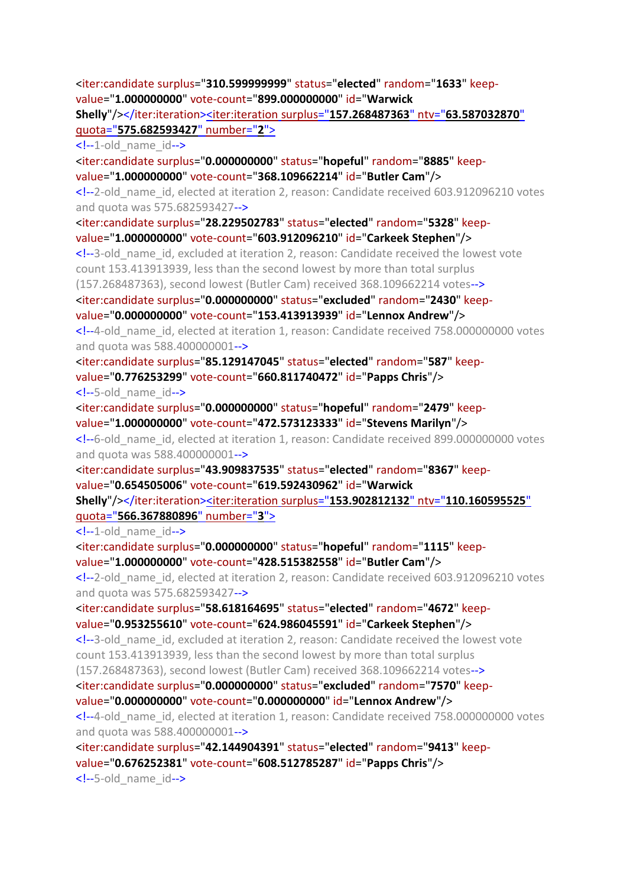```xml
<iter:candidate surplus="310.599999999" status="elected" random="1633" keep-value="1.000000000" vote-count="899.000000000" id="Warwick Shelly"/></iter:iteration><iter:iteration surplus="157.268487363" ntv="63.587032870" quota="575.682593427" number="2">
<!--1-old_name_id-->
<iter:candidate surplus="0.000000000" status="hopeful" random="8885" keep-value="1.000000000" vote-count="368.109662214" id="Butler Cam"/>
<!--2-old_name_id, elected at iteration 2, reason: Candidate received 603.912096210 votes and quota was 575.682593427-->
<iter:candidate surplus="28.229502783" status="elected" random="5328" keep-value="1.000000000" vote-count="603.912096210" id="Carkeek Stephen"/>
<!--3-old_name_id, excluded at iteration 2, reason: Candidate received the lowest vote count 153.413913939, less than the second lowest by more than total surplus (157.268487363), second lowest (Butler Cam) received 368.109662214 votes-->
<iter:candidate surplus="0.000000000" status="excluded" random="2430" keep-value="0.000000000" vote-count="153.413913939" id="Lennox Andrew"/>
<!--4-old_name_id, elected at iteration 1, reason: Candidate received 758.000000000 votes and quota was 588.400000001-->
<iter:candidate surplus="85.129147045" status="elected" random="587" keep-value="0.776253299" vote-count="660.811740472" id="Papps Chris"/>
<!--5-old_name_id-->
<iter:candidate surplus="0.000000000" status="hopeful" random="2479" keep-value="1.000000000" vote-count="472.573123333" id="Stevens Marilyn"/>
<!--6-old_name_id, elected at iteration 1, reason: Candidate received 899.000000000 votes and quota was 588.400000001-->
<iter:candidate surplus="43.909837535" status="elected" random="8367" keep-value="0.654505006" vote-count="619.592430962" id="Warwick Shelly"/></iter:iteration><iter:iteration surplus="153.902812132" ntv="110.160595525" quota="566.367880896" number="3">
<!--1-old_name_id-->
<iter:candidate surplus="0.000000000" status="hopeful" random="1115" keep-value="1.000000000" vote-count="428.515382558" id="Butler Cam"/>
<!--2-old_name_id, elected at iteration 2, reason: Candidate received 603.912096210 votes and quota was 575.682593427-->
<iter:candidate surplus="58.618164695" status="elected" random="4672" keep-value="0.953255610" vote-count="624.986045591" id="Carkeek Stephen"/>
<!--3-old_name_id, excluded at iteration 2, reason: Candidate received the lowest vote count 153.413913939, less than the second lowest by more than total surplus (157.268487363), second lowest (Butler Cam) received 368.109662214 votes-->
<iter:candidate surplus="0.000000000" status="excluded" random="7570" keep-value="0.000000000" vote-count="0.000000000" id="Lennox Andrew"/>
<!--4-old_name_id, elected at iteration 1, reason: Candidate received 758.000000000 votes and quota was 588.400000001-->
<iter:candidate surplus="42.144904391" status="elected" random="9413" keep-value="0.676252381" vote-count="608.512785287" id="Papps Chris"/>
<!--5-old_name_id-->
```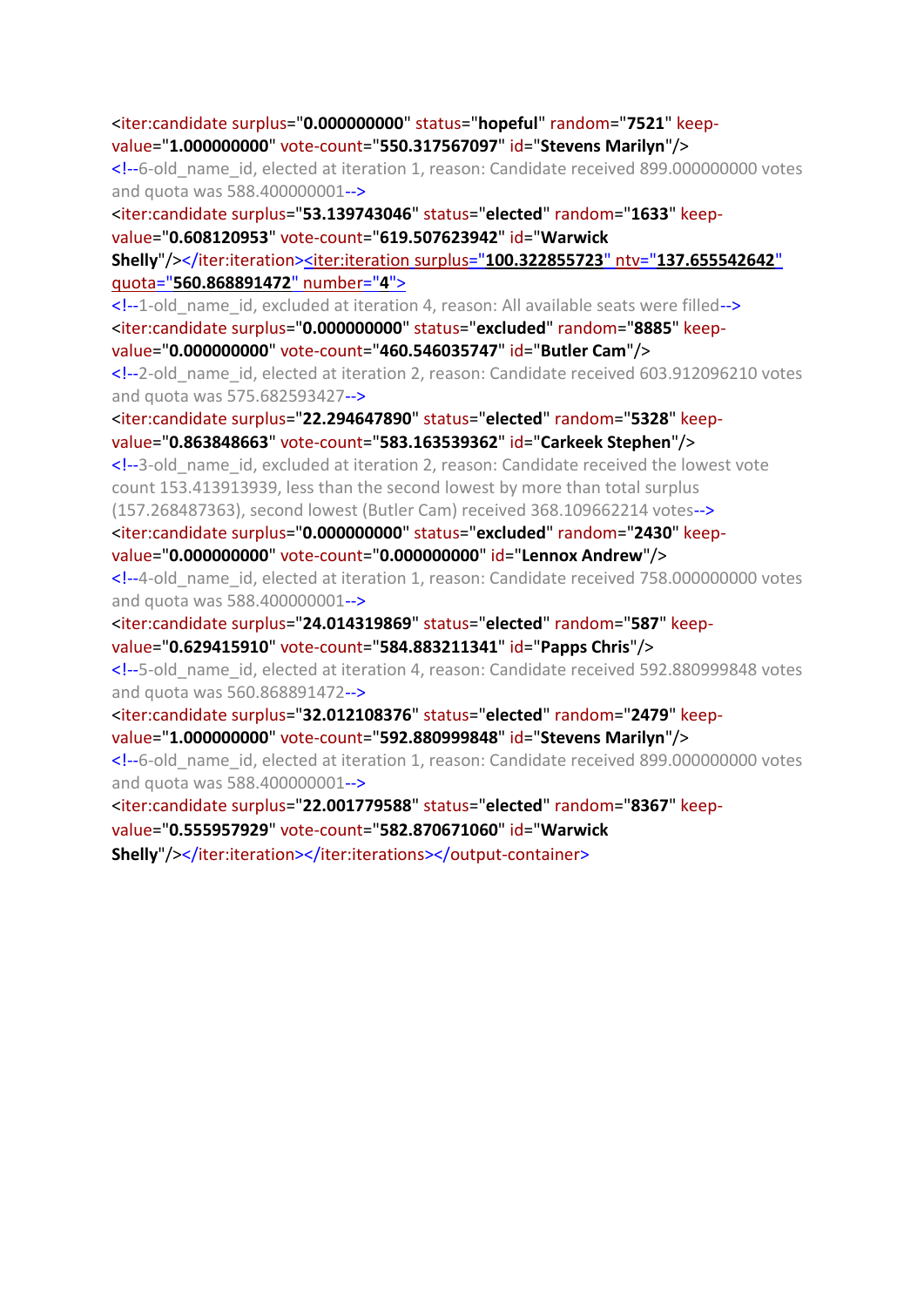```xml
<iter:candidate surplus="0.000000000" status="hopeful" random="7521" keep-value="1.000000000" vote-count="550.317567097" id="Stevens Marilyn"/>
<!--6-old_name_id, elected at iteration 1, reason: Candidate received 899.000000000 votes and quota was 588.400000001-->
<iter:candidate surplus="53.139743046" status="elected" random="1633" keep-value="0.608120953" vote-count="619.507623942" id="Warwick Shelly"/></iter:iteration><iter:iteration surplus="100.322855723" ntv="137.655542642" quota="560.868891472" number="4">
<!--1-old_name_id, excluded at iteration 4, reason: All available seats were filled-->
<iter:candidate surplus="0.000000000" status="excluded" random="8885" keep-value="0.000000000" vote-count="460.546035747" id="Butler Cam"/>
<!--2-old_name_id, elected at iteration 2, reason: Candidate received 603.912096210 votes and quota was 575.682593427-->
<iter:candidate surplus="22.294647890" status="elected" random="5328" keep-value="0.863848663" vote-count="583.163539362" id="Carkeek Stephen"/>
<!--3-old_name_id, excluded at iteration 2, reason: Candidate received the lowest vote count 153.413913939, less than the second lowest by more than total surplus (157.268487363), second lowest (Butler Cam) received 368.109662214 votes-->
<iter:candidate surplus="0.000000000" status="excluded" random="2430" keep-value="0.000000000" vote-count="0.000000000" id="Lennox Andrew"/>
<!--4-old_name_id, elected at iteration 1, reason: Candidate received 758.000000000 votes and quota was 588.400000001-->
<iter:candidate surplus="24.014319869" status="elected" random="587" keep-value="0.629415910" vote-count="584.883211341" id="Papps Chris"/>
<!--5-old_name_id, elected at iteration 4, reason: Candidate received 592.880999848 votes and quota was 560.868891472-->
<iter:candidate surplus="32.012108376" status="elected" random="2479" keep-value="1.000000000" vote-count="592.880999848" id="Stevens Marilyn"/>
<!--6-old_name_id, elected at iteration 1, reason: Candidate received 899.000000000 votes and quota was 588.400000001-->
<iter:candidate surplus="22.001779588" status="elected" random="8367" keep-value="0.555957929" vote-count="582.870671060" id="Warwick Shelly"/></iter:iteration></iter:iterations></output-container>
```